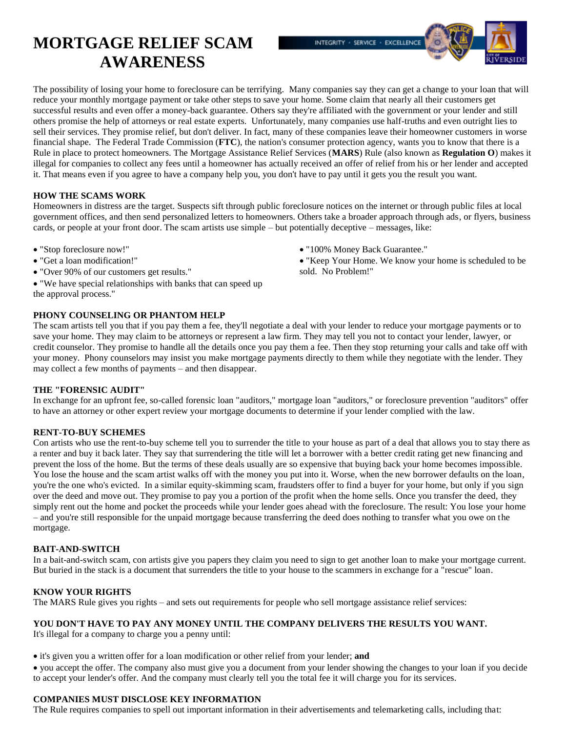# MORTGAGE RELIEF SCAM AWARENESS

The possibility of losing your home to foreclosure can be terrifying. Many companies say they can get a change to your loan that will reduce your monthly mortgage payment or take other steps to save your home. Some claim that nearly all their customers get successful results and even offer a money-back guarantee. Others say they're affiliated with the government or your lender and still others promise the help of attorneys or real estate experts. Unfortunately, many companies use half-truths and even outright lies to sell their services. They promise relief, but don't deliver. In fact, many of these companies leave their homeowner customers in worse financial shape. The Federal Trade Commission (**FTC**), the nation's consumer protection agency, wants you to know that there is a Rule in place to protect homeowners. The Mortgage Assistance Relief Services (**MARS**) Rule (also known as **Regulation O**) makes it illegal for companies to collect any fees until a homeowner has actually received an offer of relief from his or her lender and accepted it. That means even if you agree to have a company help you, you don't have to pay until it gets you the result you want.

**HOW THE SCAMS WORK**

Homeowners in distress are the target. Suspects sift through public foreclosure notices on the internet or through public files at local government offices, and then send personalized letters to homeowners. Others take a broader approach through ads, or flyers, business cards, or people at your front door. The scam artists use simple – but potentially deceptive – messages, like:

- "Stop foreclosure now!"
- "Get a loan modification!"
- "Over 90% of our customers get results."
- "We have special relationships with banks that can speed up the approval process."
- "100% Money Back Guarantee."
- "Keep Your Home. We know your home is scheduled to be sold. No Problem!"

**PHONY COUNSELING OR PHANTOM HELP**

The scam artists tell you that if you pay them a fee, they'll negotiate a deal with your lender to reduce your mortgage payments or to save your home. They may claim to be attorneys or represent a law firm. They may tell you not to contact your lender, lawyer, or credit counselor. They promise to handle all the details once you pay them a fee. Then they stop returning your calls and take off with your money. Phony counselors may insist you make mortgage payments directly to them while they negotiate with the lender. They may collect a few months of payments – and then disappear.

**THE "FORENSIC AUDIT"**

In exchange for an upfront fee, so-called forensic loan "auditors," mortgage loan "auditors," or foreclosure prevention "auditors" offer to have an attorney or other expert review your mortgage documents to determine if your lender complied with the law.

**RENT-TO-BUY SCHEMES**

Con artists who use the rent-to-buy scheme tell you to surrender the title to your house as part of a deal that allows you to stay there as a renter and buy it back later. They say that surrendering the title will let a borrower with a better credit rating get new financing and prevent the loss of the home. But the terms of these deals usually are so expensive that buying back your home becomes impossible. You lose the house and the scam artist walks off with the money you put into it. Worse, when the new borrower defaults on the loan, you're the one who's evicted. In a similar equity-skimming scam, fraudsters offer to find a buyer for your home, but only if you sign over the deed and move out. They promise to pay you a portion of the profit when the home sells. Once you transfer the deed, they simply rent out the home and pocket the proceeds while your lender goes ahead with the foreclosure. The result: You lose your home – and you're still responsible for the unpaid mortgage because transferring the deed does nothing to transfer what you owe on the mortgage.

**BAIT-AND-SWITCH**

In a bait-and-switch scam, con artists give you papers they claim you need to sign to get another loan to make your mortgage current. But buried in the stack is a document that surrenders the title to your house to the scammers in exchange for a "rescue" loan.

**KNOW YOUR RIGHTS**

The MARS Rule gives you rights – and sets out requirements for people who sell mortgage assistance relief services:

**YOU DON'T HAVE TO PAY ANY MONEY UNTIL THE COMPANY DELIVERS THE RESULTS YOU WANT.**

It's illegal for a company to charge you a penny until:

- it's given you a written offer for a loan modification or other relief from your lender; **and**
- you accept the offer. The company also must give you a document from your lender showing the changes to your loan if you decide to accept your lender's offer. And the company must clearly tell you the total fee it will charge you for its services.

**COMPANIES MUST DISCLOSE KEY INFORMATION**

The Rule requires companies to spell out important information in their advertisements and telemarketing calls, including that: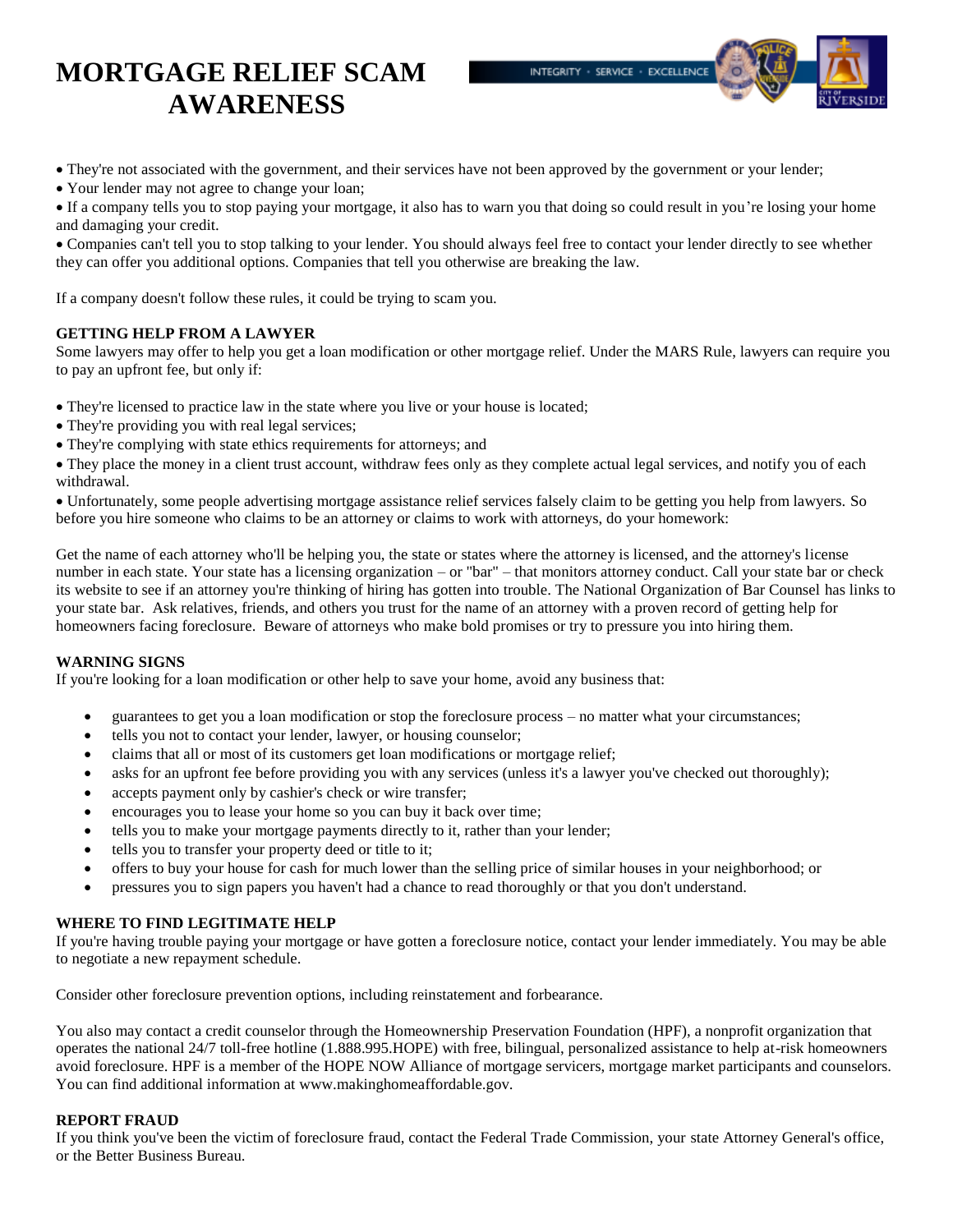# MORTGAGE RELIEF SCAM AWARENESS

- They're not associated with the government, and their services have not been approved by the government or your lender;
- Your lender may not agree to change your loan;
- If a company tells you to stop paying your mortgage, it also has to warn you that doing so could result in you're losing your home and damaging your credit.
- Companies can't tell you to stop talking to your lender. You should always feel free to contact your lender directly to see whether they can offer you additional options. Companies that tell you otherwise are breaking the law.

If a company doesn't follow these rules, it could be trying to scam you.

**GETTING HELP FROM A LAWYER**

Some lawyers may offer to help you get a loan modification or other mortgage relief. Under the MARS Rule, lawyers can require you to pay an upfront fee, but only if:

- They're licensed to practice law in the state where you live or your house is located;
- They're providing you with real legal services;
- They're complying with state ethics requirements for attorneys; and
- They place the money in a client trust account, withdraw fees only as they complete actual legal services, and notify you of each withdrawal.
- Unfortunately, some people advertising mortgage assistance relief services falsely claim to be getting you help from lawyers. So before you hire someone who claims to be an attorney or claims to work with attorneys, do your homework:

Get the name of each attorney who'll be helping you, the state or states where the attorney is licensed, and the attorney's license number in each state. Your state has a licensing organization – or "bar" – that monitors attorney conduct. Call your state bar or check its website to see if an attorney you're thinking of hiring has gotten into trouble. The National Organization of Bar Counsel has links to your state bar. Ask relatives, friends, and others you trust for the name of an attorney with a proven record of getting help for homeowners facing foreclosure. Beware of attorneys who make bold promises or try to pressure you into hiring them.

**WARNING SIGNS**

If you're looking for a loan modification or other help to save your home, avoid any business that:

- guarantees to get you a loan modification or stop the foreclosure process – no matter what your circumstances;
- tells you not to contact your lender, lawyer, or housing counselor;
- claims that all or most of its customers get loan modifications or mortgage relief;
- asks for an upfront fee before providing you with any services (unless it's a lawyer you've checked out thoroughly);
- accepts payment only by cashier's check or wire transfer;
- encourages you to lease your home so you can buy it back over time;
- tells you to make your mortgage payments directly to it, rather than your lender;
- tells you to transfer your property deed or title to it;
- offers to buy your house for cash for much lower than the selling price of similar houses in your neighborhood; or
- pressures you to sign papers you haven't had a chance to read thoroughly or that you don't understand.

**WHERE TO FIND LEGITIMATE HELP**

If you're having trouble paying your mortgage or have gotten a foreclosure notice, contact your lender immediately. You may be able to negotiate a new repayment schedule.

Consider other foreclosure prevention options, including reinstatement and forbearance.

You also may contact a credit counselor through the Homeownership Preservation Foundation (HPF), a nonprofit organization that operates the national 24/7 toll-free hotline (1.888.995.HOPE) with free, bilingual, personalized assistance to help at-risk homeowners avoid foreclosure. HPF is a member of the HOPE NOW Alliance of mortgage servicers, mortgage market participants and counselors. You can find additional information at www.makinghomeaffordable.gov.

**REPORT FRAUD**

If you think you've been the victim of foreclosure fraud, contact the Federal Trade Commission, your state Attorney General's office, or the Better Business Bureau.